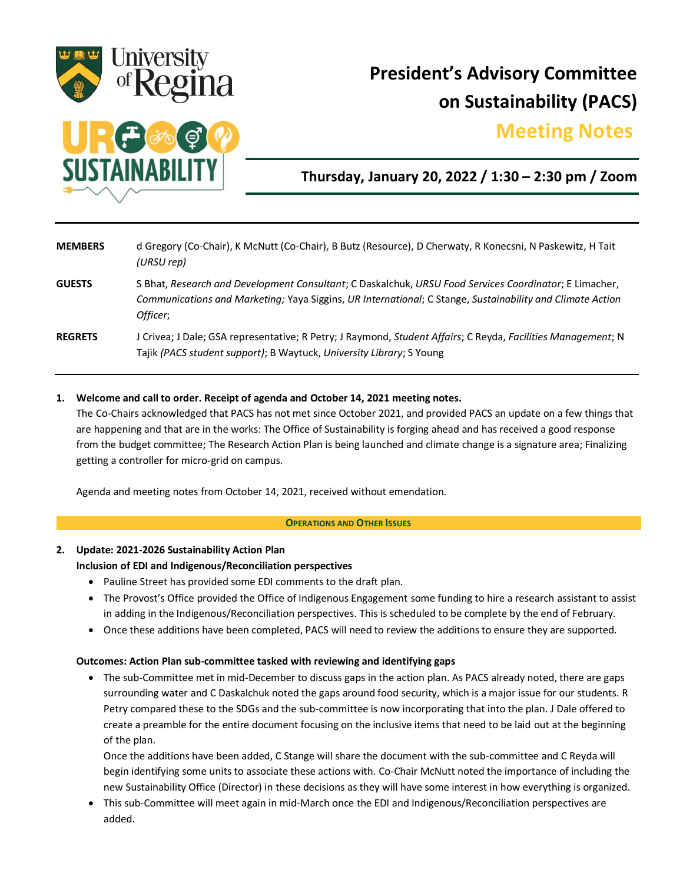# President's Advisory Committee on Sustainability (PACS)

## Meeting Notes

**Thursday, January 20, 2022 / 1:30 – 2:30 pm / Zoom**

---

| | |
|---|---|
| **MEMBERS** | d Gregory (Co-Chair), K McNutt (Co-Chair), B Butz (Resource), D Cherwaty, R Konecsni, N Paskewitz, H Tait *(URSU rep)* |
| **GUESTS** | S Bhat, *Research and Development Consultant*; C Daskalchuk, *URSU Food Services Coordinator*; E Limacher, *Communications and Marketing;* Yaya Siggins, *UR International*; C Stange, *Sustainability and Climate Action Officer*; |
| **REGRETS** | J Crivea; J Dale; GSA representative; R Petry; J Raymond, *Student Affairs*; C Reyda, *Facilities Management*; N Tajik *(PACS student support)*; B Waytuck, *University Library*; S Young |

---

1. **Welcome and call to order. Receipt of agenda and October 14, 2021 meeting notes.**
   The Co-Chairs acknowledged that PACS has not met since October 2021, and provided PACS an update on a few things that are happening and that are in the works: The Office of Sustainability is forging ahead and has received a good response from the budget committee; The Research Action Plan is being launched and climate change is a signature area; Finalizing getting a controller for micro-grid on campus.

   Agenda and meeting notes from October 14, 2021, received without emendation.

**OPERATIONS AND OTHER ISSUES**

2. **Update: 2021-2026 Sustainability Action Plan**
   **Inclusion of EDI and Indigenous/Reconciliation perspectives**
   - Pauline Street has provided some EDI comments to the draft plan.
   - The Provost's Office provided the Office of Indigenous Engagement some funding to hire a research assistant to assist in adding in the Indigenous/Reconciliation perspectives. This is scheduled to be complete by the end of February.
   - Once these additions have been completed, PACS will need to review the additions to ensure they are supported.

   **Outcomes: Action Plan sub-committee tasked with reviewing and identifying gaps**
   - The sub-Committee met in mid-December to discuss gaps in the action plan. As PACS already noted, there are gaps surrounding water and C Daskalchuk noted the gaps around food security, which is a major issue for our students. R Petry compared these to the SDGs and the sub-committee is now incorporating that into the plan. J Dale offered to create a preamble for the entire document focusing on the inclusive items that need to be laid out at the beginning of the plan.
     Once the additions have been added, C Stange will share the document with the sub-committee and C Reyda will begin identifying some units to associate these actions with. Co-Chair McNutt noted the importance of including the new Sustainability Office (Director) in these decisions as they will have some interest in how everything is organized.
   - This sub-Committee will meet again in mid-March once the EDI and Indigenous/Reconciliation perspectives are added.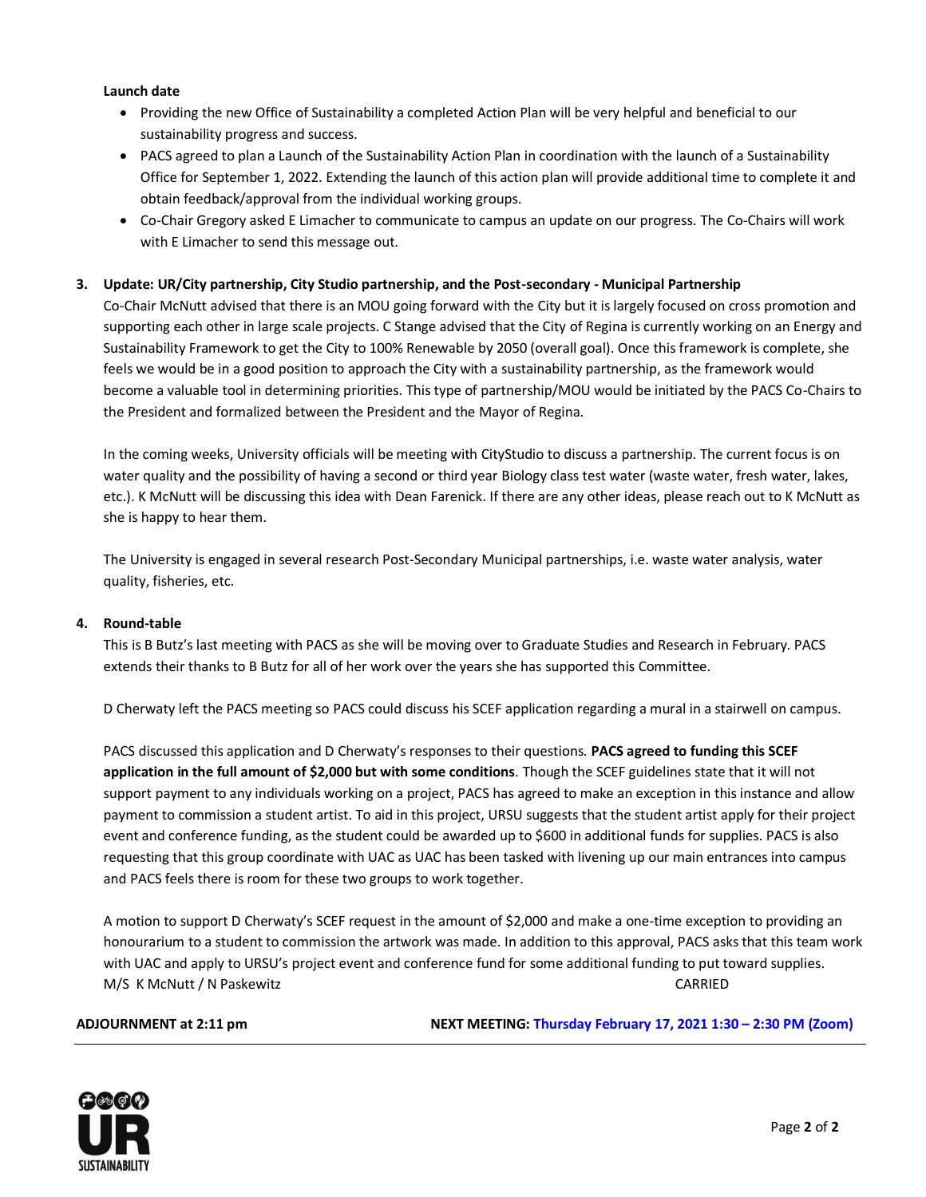**Launch date**

- Providing the new Office of Sustainability a completed Action Plan will be very helpful and beneficial to our sustainability progress and success.
- PACS agreed to plan a Launch of the Sustainability Action Plan in coordination with the launch of a Sustainability Office for September 1, 2022. Extending the launch of this action plan will provide additional time to complete it and obtain feedback/approval from the individual working groups.
- Co-Chair Gregory asked E Limacher to communicate to campus an update on our progress. The Co-Chairs will work with E Limacher to send this message out.

**3. Update: UR/City partnership, City Studio partnership, and the Post-secondary - Municipal Partnership**

Co-Chair McNutt advised that there is an MOU going forward with the City but it is largely focused on cross promotion and supporting each other in large scale projects. C Stange advised that the City of Regina is currently working on an Energy and Sustainability Framework to get the City to 100% Renewable by 2050 (overall goal). Once this framework is complete, she feels we would be in a good position to approach the City with a sustainability partnership, as the framework would become a valuable tool in determining priorities. This type of partnership/MOU would be initiated by the PACS Co-Chairs to the President and formalized between the President and the Mayor of Regina.

In the coming weeks, University officials will be meeting with CityStudio to discuss a partnership. The current focus is on water quality and the possibility of having a second or third year Biology class test water (waste water, fresh water, lakes, etc.). K McNutt will be discussing this idea with Dean Farenick. If there are any other ideas, please reach out to K McNutt as she is happy to hear them.

The University is engaged in several research Post-Secondary Municipal partnerships, i.e. waste water analysis, water quality, fisheries, etc.

**4. Round-table**

This is B Butz's last meeting with PACS as she will be moving over to Graduate Studies and Research in February. PACS extends their thanks to B Butz for all of her work over the years she has supported this Committee.

D Cherwaty left the PACS meeting so PACS could discuss his SCEF application regarding a mural in a stairwell on campus.

PACS discussed this application and D Cherwaty's responses to their questions. **PACS agreed to funding this SCEF application in the full amount of $2,000 but with some conditions**. Though the SCEF guidelines state that it will not support payment to any individuals working on a project, PACS has agreed to make an exception in this instance and allow payment to commission a student artist. To aid in this project, URSU suggests that the student artist apply for their project event and conference funding, as the student could be awarded up to $600 in additional funds for supplies. PACS is also requesting that this group coordinate with UAC as UAC has been tasked with livening up our main entrances into campus and PACS feels there is room for these two groups to work together.

A motion to support D Cherwaty's SCEF request in the amount of $2,000 and make a one-time exception to providing an honourarium to a student to commission the artwork was made. In addition to this approval, PACS asks that this team work with UAC and apply to URSU's project event and conference fund for some additional funding to put toward supplies.

M/S K McNutt / N Paskewitz CARRIED

**ADJOURNMENT at 2:11 pm** **NEXT MEETING: Thursday February 17, 2021 1:30 – 2:30 PM (Zoom)**